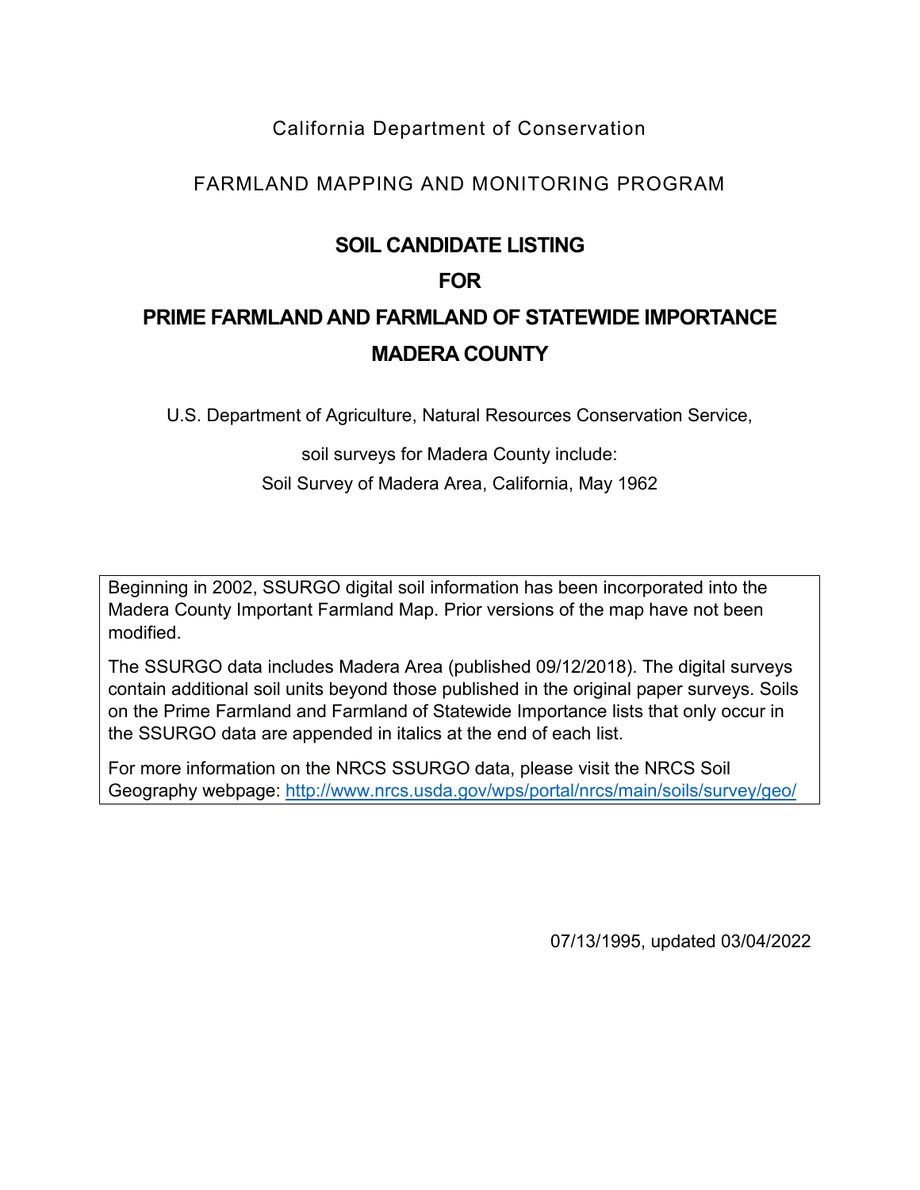California Department of Conservation

FARMLAND MAPPING AND MONITORING PROGRAM

# SOIL CANDIDATE LISTING

# FOR

# PRIME FARMLAND AND FARMLAND OF STATEWIDE IMPORTANCE

# MADERA COUNTY

U.S. Department of Agriculture, Natural Resources Conservation Service,

soil surveys for Madera County include:

Soil Survey of Madera Area, California, May 1962

Beginning in 2002, SSURGO digital soil information has been incorporated into the Madera County Important Farmland Map. Prior versions of the map have not been modified.

The SSURGO data includes Madera Area (published 09/12/2018). The digital surveys contain additional soil units beyond those published in the original paper surveys. Soils on the Prime Farmland and Farmland of Statewide Importance lists that only occur in the SSURGO data are appended in italics at the end of each list.

For more information on the NRCS SSURGO data, please visit the NRCS Soil Geography webpage: [http://www.nrcs.usda.gov/wps/portal/nrcs/main/soils/survey/geo/](http://www.nrcs.usda.gov/wps/portal/nrcs/main/soils/survey/geo/)

07/13/1995, updated 03/04/2022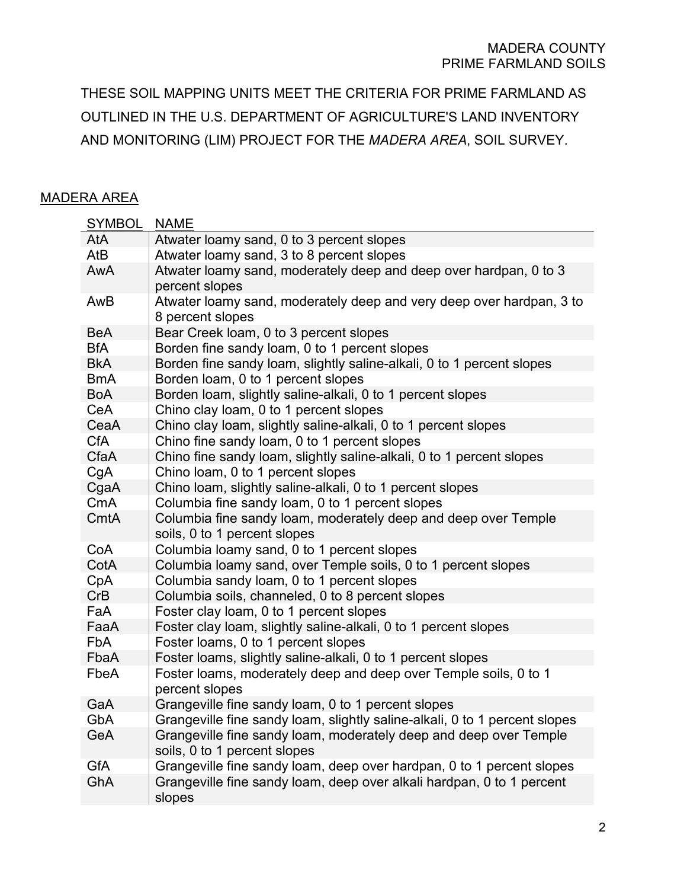THESE SOIL MAPPING UNITS MEET THE CRITERIA FOR PRIME FARMLAND AS OUTLINED IN THE U.S. DEPARTMENT OF AGRICULTURE'S LAND INVENTORY AND MONITORING (LIM) PROJECT FOR THE *MADERA AREA*, SOIL SURVEY.

## MADERA AREA

| SYMBOL | NAME |
|---|---|
| AtA | Atwater loamy sand, 0 to 3 percent slopes |
| AtB | Atwater loamy sand, 3 to 8 percent slopes |
| AwA | Atwater loamy sand, moderately deep and deep over hardpan, 0 to 3 percent slopes |
| AwB | Atwater loamy sand, moderately deep and very deep over hardpan, 3 to 8 percent slopes |
| BeA | Bear Creek loam, 0 to 3 percent slopes |
| BfA | Borden fine sandy loam, 0 to 1 percent slopes |
| BkA | Borden fine sandy loam, slightly saline-alkali, 0 to 1 percent slopes |
| BmA | Borden loam, 0 to 1 percent slopes |
| BoA | Borden loam, slightly saline-alkali, 0 to 1 percent slopes |
| CeA | Chino clay loam, 0 to 1 percent slopes |
| CeaA | Chino clay loam, slightly saline-alkali, 0 to 1 percent slopes |
| CfA | Chino fine sandy loam, 0 to 1 percent slopes |
| CfaA | Chino fine sandy loam, slightly saline-alkali, 0 to 1 percent slopes |
| CgA | Chino loam, 0 to 1 percent slopes |
| CgaA | Chino loam, slightly saline-alkali, 0 to 1 percent slopes |
| CmA | Columbia fine sandy loam, 0 to 1 percent slopes |
| CmtA | Columbia fine sandy loam, moderately deep and deep over Temple soils, 0 to 1 percent slopes |
| CoA | Columbia loamy sand, 0 to 1 percent slopes |
| CotA | Columbia loamy sand, over Temple soils, 0 to 1 percent slopes |
| CpA | Columbia sandy loam, 0 to 1 percent slopes |
| CrB | Columbia soils, channeled, 0 to 8 percent slopes |
| FaA | Foster clay loam, 0 to 1 percent slopes |
| FaaA | Foster clay loam, slightly saline-alkali, 0 to 1 percent slopes |
| FbA | Foster loams, 0 to 1 percent slopes |
| FbaA | Foster loams, slightly saline-alkali, 0 to 1 percent slopes |
| FbeA | Foster loams, moderately deep and deep over Temple soils, 0 to 1 percent slopes |
| GaA | Grangeville fine sandy loam, 0 to 1 percent slopes |
| GbA | Grangeville fine sandy loam, slightly saline-alkali, 0 to 1 percent slopes |
| GeA | Grangeville fine sandy loam, moderately deep and deep over Temple soils, 0 to 1 percent slopes |
| GfA | Grangeville fine sandy loam, deep over hardpan, 0 to 1 percent slopes |
| GhA | Grangeville fine sandy loam, deep over alkali hardpan, 0 to 1 percent slopes |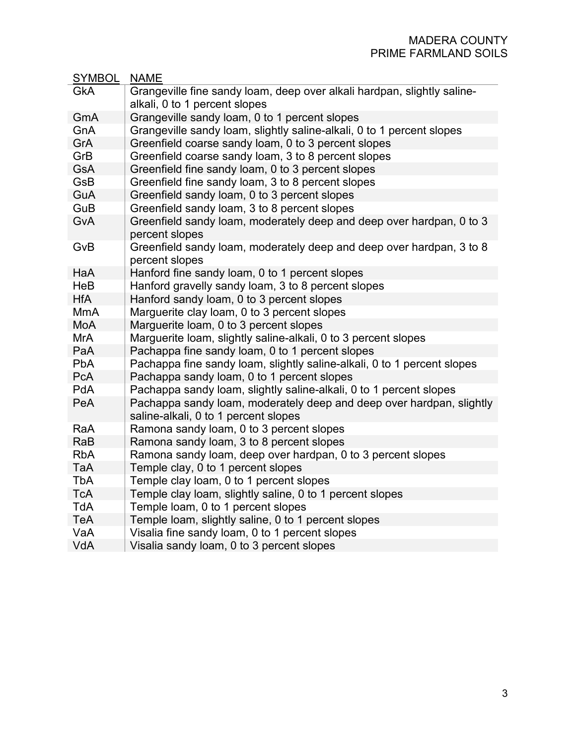| SYMBOL | NAME |
|---|---|
| GkA | Grangeville fine sandy loam, deep over alkali hardpan, slightly saline-alkali, 0 to 1 percent slopes |
| GmA | Grangeville sandy loam, 0 to 1 percent slopes |
| GnA | Grangeville sandy loam, slightly saline-alkali, 0 to 1 percent slopes |
| GrA | Greenfield coarse sandy loam, 0 to 3 percent slopes |
| GrB | Greenfield coarse sandy loam, 3 to 8 percent slopes |
| GsA | Greenfield fine sandy loam, 0 to 3 percent slopes |
| GsB | Greenfield fine sandy loam, 3 to 8 percent slopes |
| GuA | Greenfield sandy loam, 0 to 3 percent slopes |
| GuB | Greenfield sandy loam, 3 to 8 percent slopes |
| GvA | Greenfield sandy loam, moderately deep and deep over hardpan, 0 to 3 percent slopes |
| GvB | Greenfield sandy loam, moderately deep and deep over hardpan, 3 to 8 percent slopes |
| HaA | Hanford fine sandy loam, 0 to 1 percent slopes |
| HeB | Hanford gravelly sandy loam, 3 to 8 percent slopes |
| HfA | Hanford sandy loam, 0 to 3 percent slopes |
| MmA | Marguerite clay loam, 0 to 3 percent slopes |
| MoA | Marguerite loam, 0 to 3 percent slopes |
| MrA | Marguerite loam, slightly saline-alkali, 0 to 3 percent slopes |
| PaA | Pachappa fine sandy loam, 0 to 1 percent slopes |
| PbA | Pachappa fine sandy loam, slightly saline-alkali, 0 to 1 percent slopes |
| PcA | Pachappa sandy loam, 0 to 1 percent slopes |
| PdA | Pachappa sandy loam, slightly saline-alkali, 0 to 1 percent slopes |
| PeA | Pachappa sandy loam, moderately deep and deep over hardpan, slightly saline-alkali, 0 to 1 percent slopes |
| RaA | Ramona sandy loam, 0 to 3 percent slopes |
| RaB | Ramona sandy loam, 3 to 8 percent slopes |
| RbA | Ramona sandy loam, deep over hardpan, 0 to 3 percent slopes |
| TaA | Temple clay, 0 to 1 percent slopes |
| TbA | Temple clay loam, 0 to 1 percent slopes |
| TcA | Temple clay loam, slightly saline, 0 to 1 percent slopes |
| TdA | Temple loam, 0 to 1 percent slopes |
| TeA | Temple loam, slightly saline, 0 to 1 percent slopes |
| VaA | Visalia fine sandy loam, 0 to 1 percent slopes |
| VdA | Visalia sandy loam, 0 to 3 percent slopes |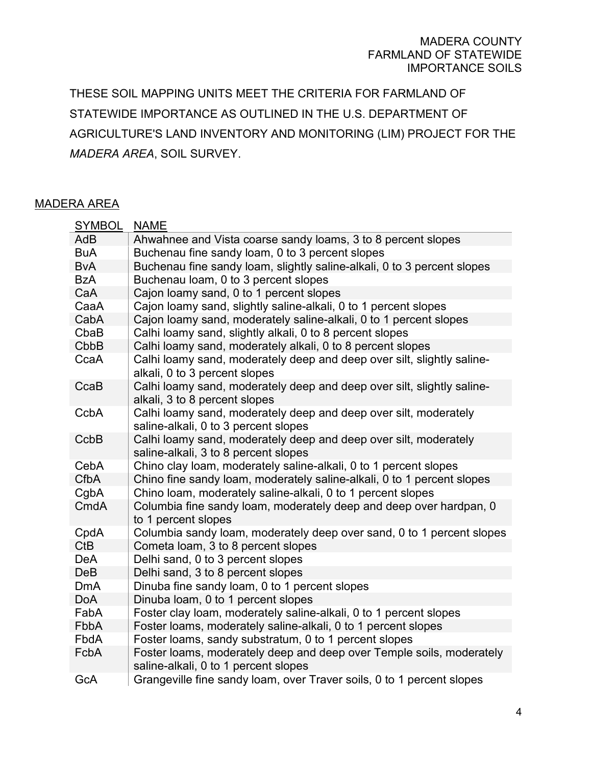THESE SOIL MAPPING UNITS MEET THE CRITERIA FOR FARMLAND OF STATEWIDE IMPORTANCE AS OUTLINED IN THE U.S. DEPARTMENT OF AGRICULTURE'S LAND INVENTORY AND MONITORING (LIM) PROJECT FOR THE *MADERA AREA*, SOIL SURVEY.

## MADERA AREA

| SYMBOL | NAME |
|---|---|
| AdB | Ahwahnee and Vista coarse sandy loams, 3 to 8 percent slopes |
| BuA | Buchenau fine sandy loam, 0 to 3 percent slopes |
| BvA | Buchenau fine sandy loam, slightly saline-alkali, 0 to 3 percent slopes |
| BzA | Buchenau loam, 0 to 3 percent slopes |
| CaA | Cajon loamy sand, 0 to 1 percent slopes |
| CaaA | Cajon loamy sand, slightly saline-alkali, 0 to 1 percent slopes |
| CabA | Cajon loamy sand, moderately saline-alkali, 0 to 1 percent slopes |
| CbaB | Calhi loamy sand, slightly alkali, 0 to 8 percent slopes |
| CbbB | Calhi loamy sand, moderately alkali, 0 to 8 percent slopes |
| CcaA | Calhi loamy sand, moderately deep and deep over silt, slightly saline-alkali, 0 to 3 percent slopes |
| CcaB | Calhi loamy sand, moderately deep and deep over silt, slightly saline-alkali, 3 to 8 percent slopes |
| CcbA | Calhi loamy sand, moderately deep and deep over silt, moderately saline-alkali, 0 to 3 percent slopes |
| CcbB | Calhi loamy sand, moderately deep and deep over silt, moderately saline-alkali, 3 to 8 percent slopes |
| CebA | Chino clay loam, moderately saline-alkali, 0 to 1 percent slopes |
| CfbA | Chino fine sandy loam, moderately saline-alkali, 0 to 1 percent slopes |
| CgbA | Chino loam, moderately saline-alkali, 0 to 1 percent slopes |
| CmdA | Columbia fine sandy loam, moderately deep and deep over hardpan, 0 to 1 percent slopes |
| CpdA | Columbia sandy loam, moderately deep over sand, 0 to 1 percent slopes |
| CtB | Cometa loam, 3 to 8 percent slopes |
| DeA | Delhi sand, 0 to 3 percent slopes |
| DeB | Delhi sand, 3 to 8 percent slopes |
| DmA | Dinuba fine sandy loam, 0 to 1 percent slopes |
| DoA | Dinuba loam, 0 to 1 percent slopes |
| FabA | Foster clay loam, moderately saline-alkali, 0 to 1 percent slopes |
| FbbA | Foster loams, moderately saline-alkali, 0 to 1 percent slopes |
| FbdA | Foster loams, sandy substratum, 0 to 1 percent slopes |
| FcbA | Foster loams, moderately deep and deep over Temple soils, moderately saline-alkali, 0 to 1 percent slopes |
| GcA | Grangeville fine sandy loam, over Traver soils, 0 to 1 percent slopes |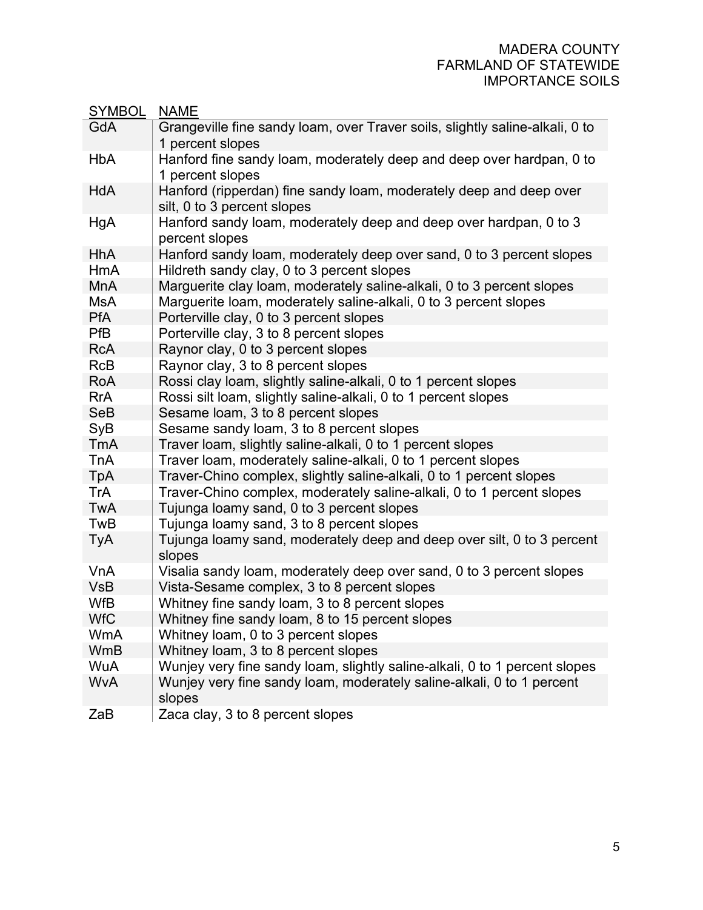| SYMBOL | NAME |
|---|---|
| GdA | Grangeville fine sandy loam, over Traver soils, slightly saline-alkali, 0 to 1 percent slopes |
| HbA | Hanford fine sandy loam, moderately deep and deep over hardpan, 0 to 1 percent slopes |
| HdA | Hanford (ripperdan) fine sandy loam, moderately deep and deep over silt, 0 to 3 percent slopes |
| HgA | Hanford sandy loam, moderately deep and deep over hardpan, 0 to 3 percent slopes |
| HhA | Hanford sandy loam, moderately deep over sand, 0 to 3 percent slopes |
| HmA | Hildreth sandy clay, 0 to 3 percent slopes |
| MnA | Marguerite clay loam, moderately saline-alkali, 0 to 3 percent slopes |
| MsA | Marguerite loam, moderately saline-alkali, 0 to 3 percent slopes |
| PfA | Porterville clay, 0 to 3 percent slopes |
| PfB | Porterville clay, 3 to 8 percent slopes |
| RcA | Raynor clay, 0 to 3 percent slopes |
| RcB | Raynor clay, 3 to 8 percent slopes |
| RoA | Rossi clay loam, slightly saline-alkali, 0 to 1 percent slopes |
| RrA | Rossi silt loam, slightly saline-alkali, 0 to 1 percent slopes |
| SeB | Sesame loam, 3 to 8 percent slopes |
| SyB | Sesame sandy loam, 3 to 8 percent slopes |
| TmA | Traver loam, slightly saline-alkali, 0 to 1 percent slopes |
| TnA | Traver loam, moderately saline-alkali, 0 to 1 percent slopes |
| TpA | Traver-Chino complex, slightly saline-alkali, 0 to 1 percent slopes |
| TrA | Traver-Chino complex, moderately saline-alkali, 0 to 1 percent slopes |
| TwA | Tujunga loamy sand, 0 to 3 percent slopes |
| TwB | Tujunga loamy sand, 3 to 8 percent slopes |
| TyA | Tujunga loamy sand, moderately deep and deep over silt, 0 to 3 percent slopes |
| VnA | Visalia sandy loam, moderately deep over sand, 0 to 3 percent slopes |
| VsB | Vista-Sesame complex, 3 to 8 percent slopes |
| WfB | Whitney fine sandy loam, 3 to 8 percent slopes |
| WfC | Whitney fine sandy loam, 8 to 15 percent slopes |
| WmA | Whitney loam, 0 to 3 percent slopes |
| WmB | Whitney loam, 3 to 8 percent slopes |
| WuA | Wunjey very fine sandy loam, slightly saline-alkali, 0 to 1 percent slopes |
| WvA | Wunjey very fine sandy loam, moderately saline-alkali, 0 to 1 percent slopes |
| ZaB | Zaca clay, 3 to 8 percent slopes |